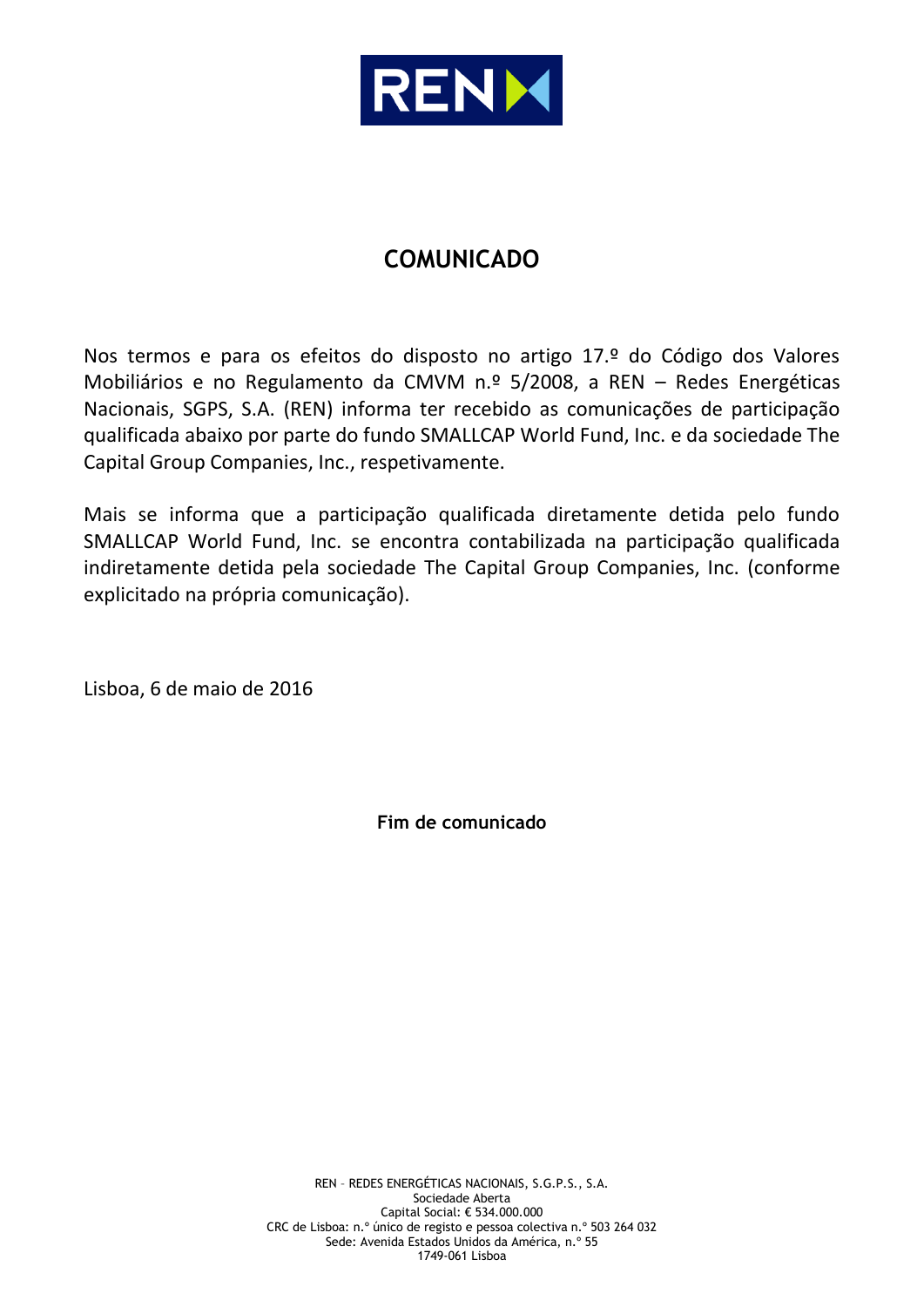# COMUNICADO

Nos termos e para os efeitos do disposto no artigo 17.º do Código dos Valores Mobiliários e no Regulamento da CMVM n.º 5/2008, a REN – Redes Energéticas Nacionais, SGPS, S.A. (REN) informa ter recebido as comunicações de participação qualificada abaixo por parte do fundo SMALLCAP World Fund, Inc. e da sociedade The Capital Group Companies, Inc., respetivamente.

Mais se informa que a participação qualificada diretamente detida pelo fundo SMALLCAP World Fund, Inc. se encontra contabilizada na participação qualificada indiretamente detida pela sociedade The Capital Group Companies, Inc. (conforme explicitado na própria comunicação).

Lisboa, 6 de maio de 2016

**Fim de comunicado**

REN – REDES ENERGÉTICAS NACIONAIS, S.G.P.S., S.A.
Sociedade Aberta
Capital Social: € 534.000.000
CRC de Lisboa: n.º único de registo e pessoa colectiva n.º 503 264 032
Sede: Avenida Estados Unidos da América, n.º 55
1749-061 Lisboa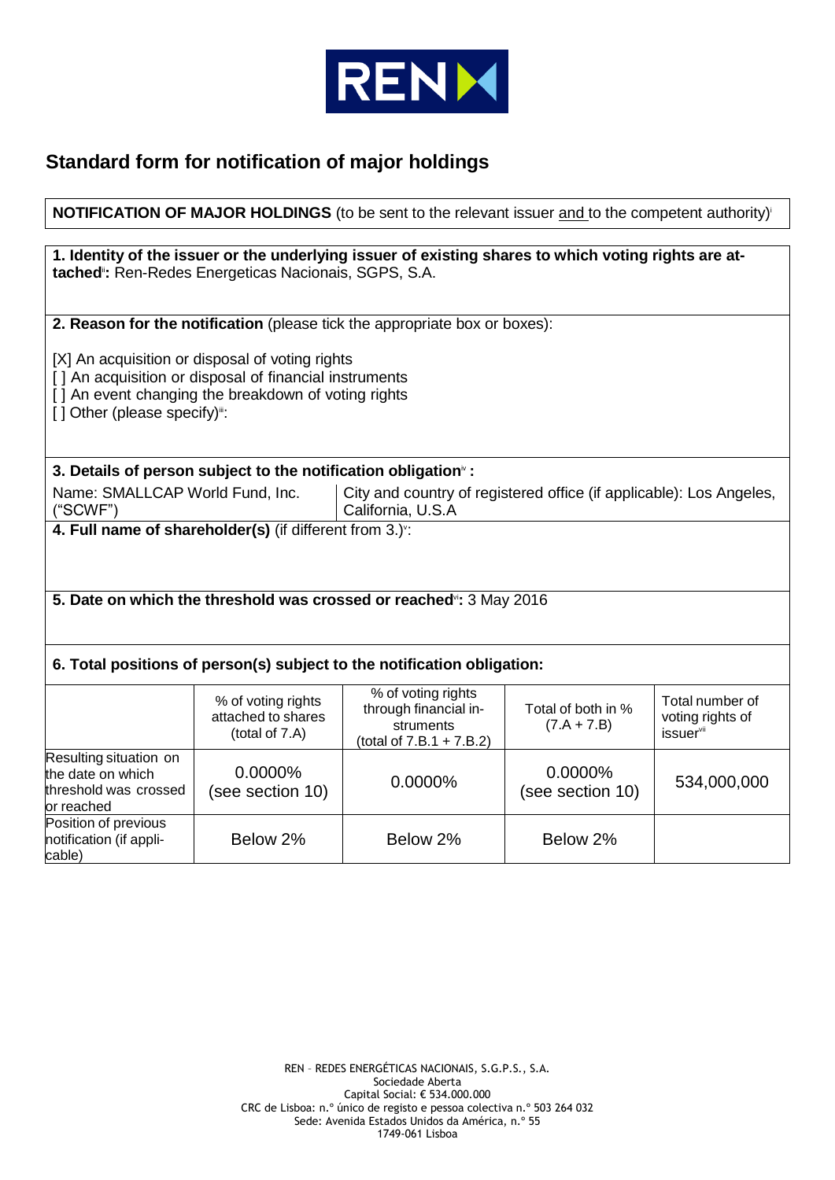## Standard form for notification of major holdings

**NOTIFICATION OF MAJOR HOLDINGS** (to be sent to the relevant issuer and to the competent authority)[i]

**1. Identity of the issuer or the underlying issuer of existing shares to which voting rights are attached[ii]:** Ren-Redes Energeticas Nacionais, SGPS, S.A.

**2. Reason for the notification** (please tick the appropriate box or boxes):

[X] An acquisition or disposal of voting rights
[ ] An acquisition or disposal of financial instruments
[ ] An event changing the breakdown of voting rights
[ ] Other (please specify)[iii]:

**3. Details of person subject to the notification obligation[iv] :**

| Name: SMALLCAP World Fund, Inc. ("SCWF") | City and country of registered office (if applicable): Los Angeles, California, U.S.A |
|---|---|

**4. Full name of shareholder(s)** (if different from 3.)[v]:

**5. Date on which the threshold was crossed or reached[vi]:** 3 May 2016

**6. Total positions of person(s) subject to the notification obligation:**

| | % of voting rights attached to shares (total of 7.A) | % of voting rights through financial instruments (total of 7.B.1 + 7.B.2) | Total of both in % (7.A + 7.B) | Total number of voting rights of issuer[vii] |
|---|---|---|---|---|
| Resulting situation on the date on which threshold was crossed or reached | 0.0000% (see section 10) | 0.0000% | 0.0000% (see section 10) | 534,000,000 |
| Position of previous notification (if applicable) | Below 2% | Below 2% | Below 2% | |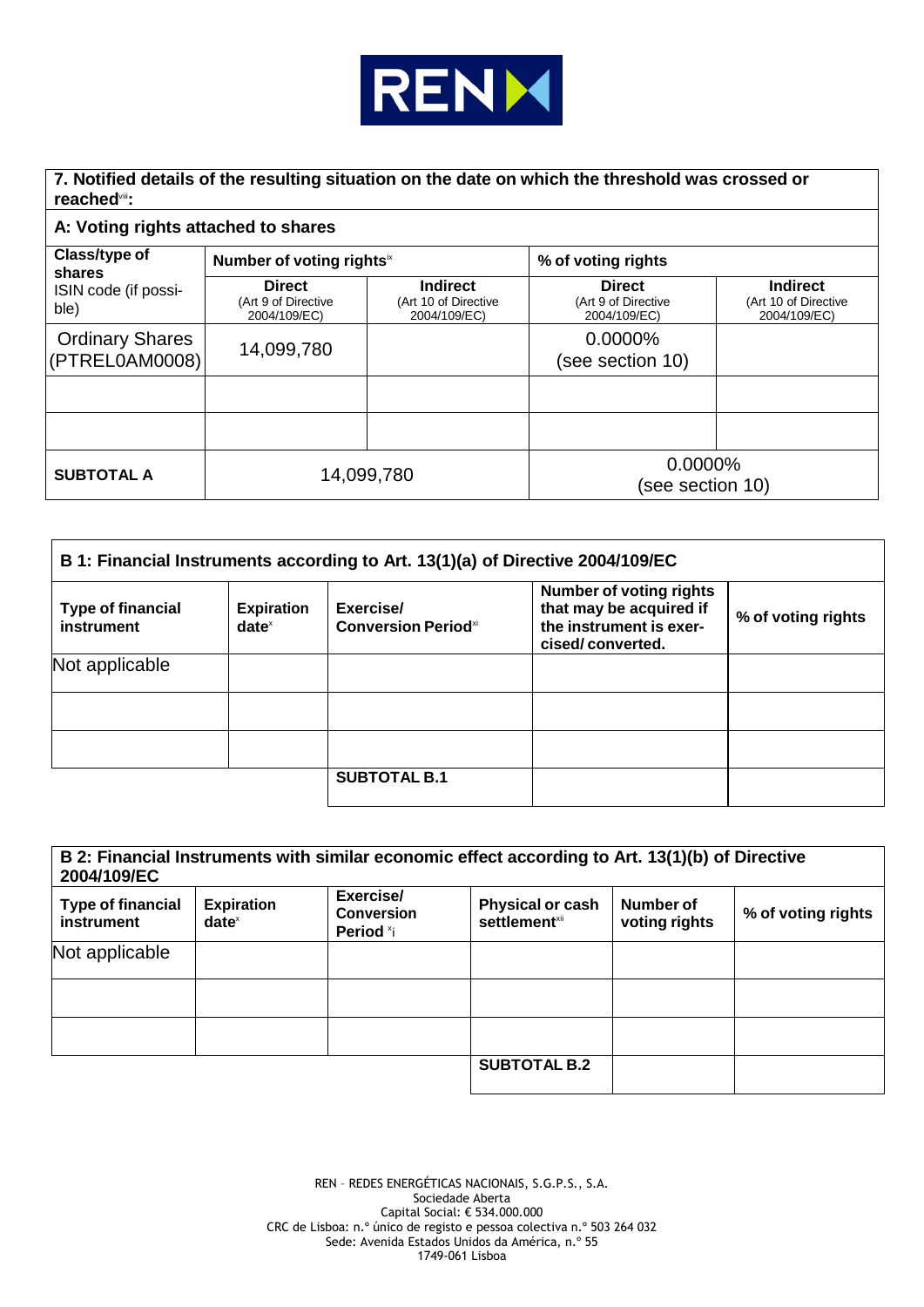## 7. Notified details of the resulting situation on the date on which the threshold was crossed or reached[viii]:

### A: Voting rights attached to shares

| Class/type of shares ISIN code (if possible) | Number of voting rights[ix] | | % of voting rights | |
|---|---|---|---|---|
| | Direct (Art 9 of Directive 2004/109/EC) | Indirect (Art 10 of Directive 2004/109/EC) | Direct (Art 9 of Directive 2004/109/EC) | Indirect (Art 10 of Directive 2004/109/EC) |
| Ordinary Shares (PTREL0AM0008) | 14,099,780 | | 0.0000% (see section 10) | |
| | | | | |
| | | | | |
| **SUBTOTAL A** | 14,099,780 | | 0.0000% (see section 10) | |

### B 1: Financial Instruments according to Art. 13(1)(a) of Directive 2004/109/EC

| Type of financial instrument | Expiration date[x] | Exercise/ Conversion Period[xi] | Number of voting rights that may be acquired if the instrument is exercised/ converted. | % of voting rights |
|---|---|---|---|---|
| Not applicable | | | | |
| | | | | |
| | | | | |
| | | **SUBTOTAL B.1** | | |

### B 2: Financial Instruments with similar economic effect according to Art. 13(1)(b) of Directive 2004/109/EC

| Type of financial instrument | Expiration date[x] | Exercise/ Conversion Period [xi] | Physical or cash settlement[xii] | Number of voting rights | % of voting rights |
|---|---|---|---|---|---|
| Not applicable | | | | | |
| | | | | | |
| | | | | | |
| | | | **SUBTOTAL B.2** | | |

REN – REDES ENERGÉTICAS NACIONAIS, S.G.P.S., S.A.
Sociedade Aberta
Capital Social: € 534.000.000
CRC de Lisboa: n.º único de registo e pessoa colectiva n.º 503 264 032
Sede: Avenida Estados Unidos da América, n.º 55
1749-061 Lisboa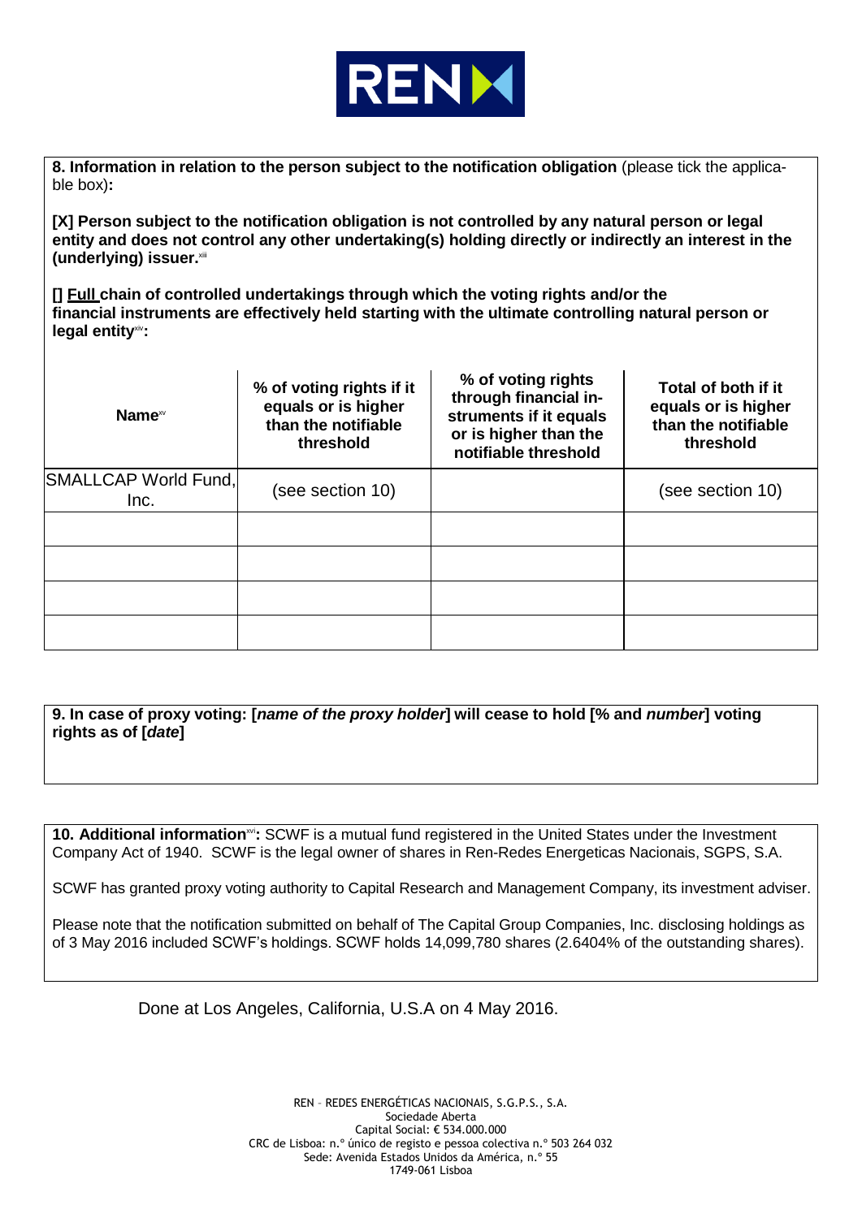**8. Information in relation to the person subject to the notification obligation** (please tick the applicable box)**:**

**[X] Person subject to the notification obligation is not controlled by any natural person or legal entity and does not control any other undertaking(s) holding directly or indirectly an interest in the (underlying) issuer.**[xiii]

**[] <u>Full</u> chain of controlled undertakings through which the voting rights and/or the financial instruments are effectively held starting with the ultimate controlling natural person or legal entity**[xiv]**:**

| **Name**[xv] | **% of voting rights if it equals or is higher than the notifiable threshold** | **% of voting rights through financial instruments if it equals or is higher than the notifiable threshold** | **Total of both if it equals or is higher than the notifiable threshold** |
|---|---|---|---|
| SMALLCAP World Fund, Inc. | (see section 10) | | (see section 10) |
| | | | |
| | | | |
| | | | |
| | | | |

**9. In case of proxy voting: [*name of the proxy holder*] will cease to hold [% and *number*] voting rights as of [*date*]**

**10. Additional information**[xvi]**:** SCWF is a mutual fund registered in the United States under the Investment Company Act of 1940. SCWF is the legal owner of shares in Ren-Redes Energeticas Nacionais, SGPS, S.A.

SCWF has granted proxy voting authority to Capital Research and Management Company, its investment adviser.

Please note that the notification submitted on behalf of The Capital Group Companies, Inc. disclosing holdings as of 3 May 2016 included SCWF's holdings. SCWF holds 14,099,780 shares (2.6404% of the outstanding shares).

Done at Los Angeles, California, U.S.A on 4 May 2016.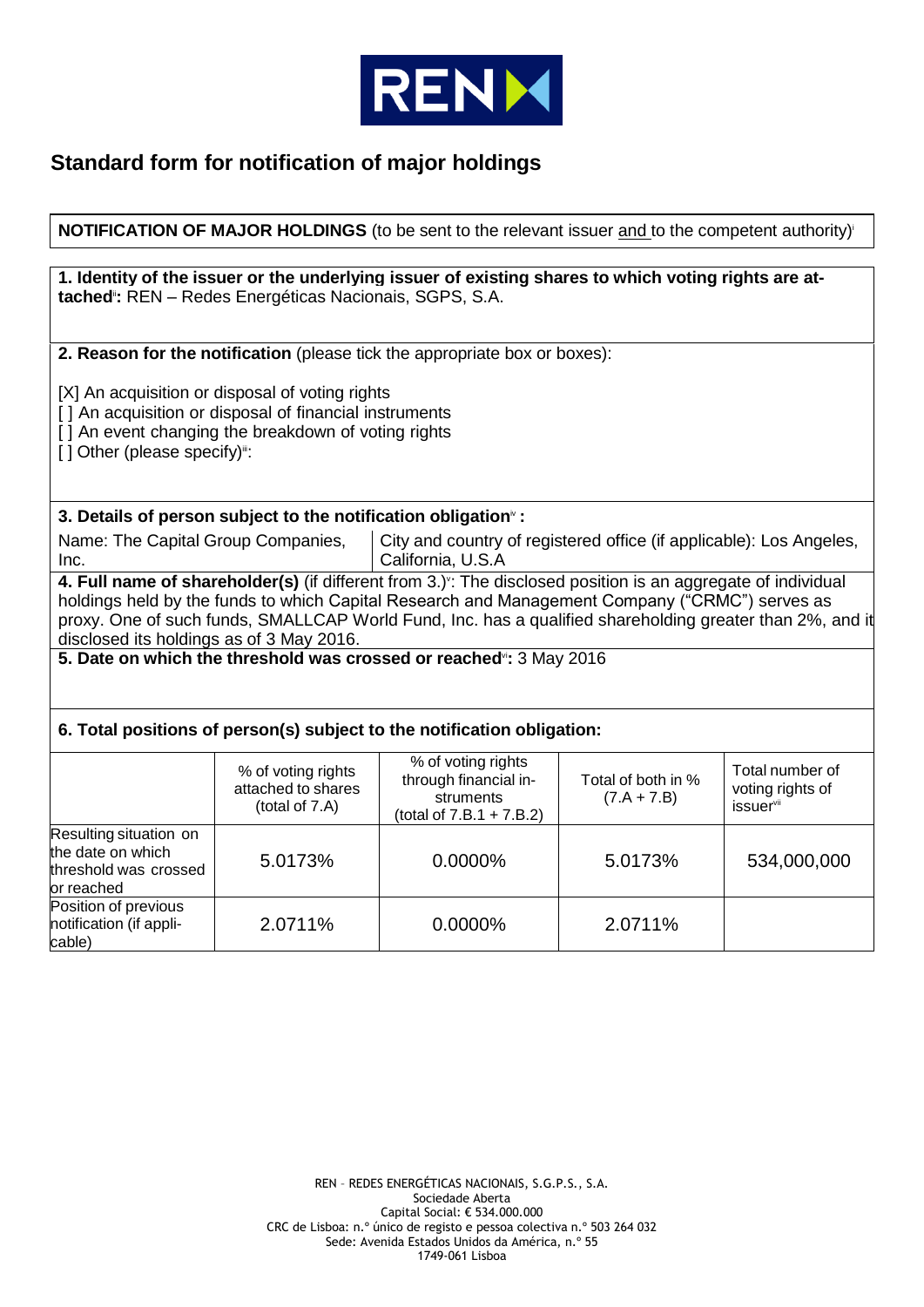## Standard form for notification of major holdings

**NOTIFICATION OF MAJOR HOLDINGS** (to be sent to the relevant issuer and to the competent authority)[i]

**1. Identity of the issuer or the underlying issuer of existing shares to which voting rights are attached[ii]:** REN – Redes Energéticas Nacionais, SGPS, S.A.

**2. Reason for the notification** (please tick the appropriate box or boxes):

[X] An acquisition or disposal of voting rights
[ ] An acquisition or disposal of financial instruments
[ ] An event changing the breakdown of voting rights
[ ] Other (please specify)[iii]:

**3. Details of person subject to the notification obligation[iv] :**

Name: The Capital Group Companies, Inc.

City and country of registered office (if applicable): Los Angeles, California, U.S.A

**4. Full name of shareholder(s)** (if different from 3.)[v]: The disclosed position is an aggregate of individual holdings held by the funds to which Capital Research and Management Company ("CRMC") serves as proxy. One of such funds, SMALLCAP World Fund, Inc. has a qualified shareholding greater than 2%, and it disclosed its holdings as of 3 May 2016.

**5. Date on which the threshold was crossed or reached[vi]:** 3 May 2016

**6. Total positions of person(s) subject to the notification obligation:**

| | % of voting rights attached to shares (total of 7.A) | % of voting rights through financial instruments (total of 7.B.1 + 7.B.2) | Total of both in % (7.A + 7.B) | Total number of voting rights of issuer[vii] |
|---|---|---|---|---|
| Resulting situation on the date on which threshold was crossed or reached | 5.0173% | 0.0000% | 5.0173% | 534,000,000 |
| Position of previous notification (if applicable) | 2.0711% | 0.0000% | 2.0711% | |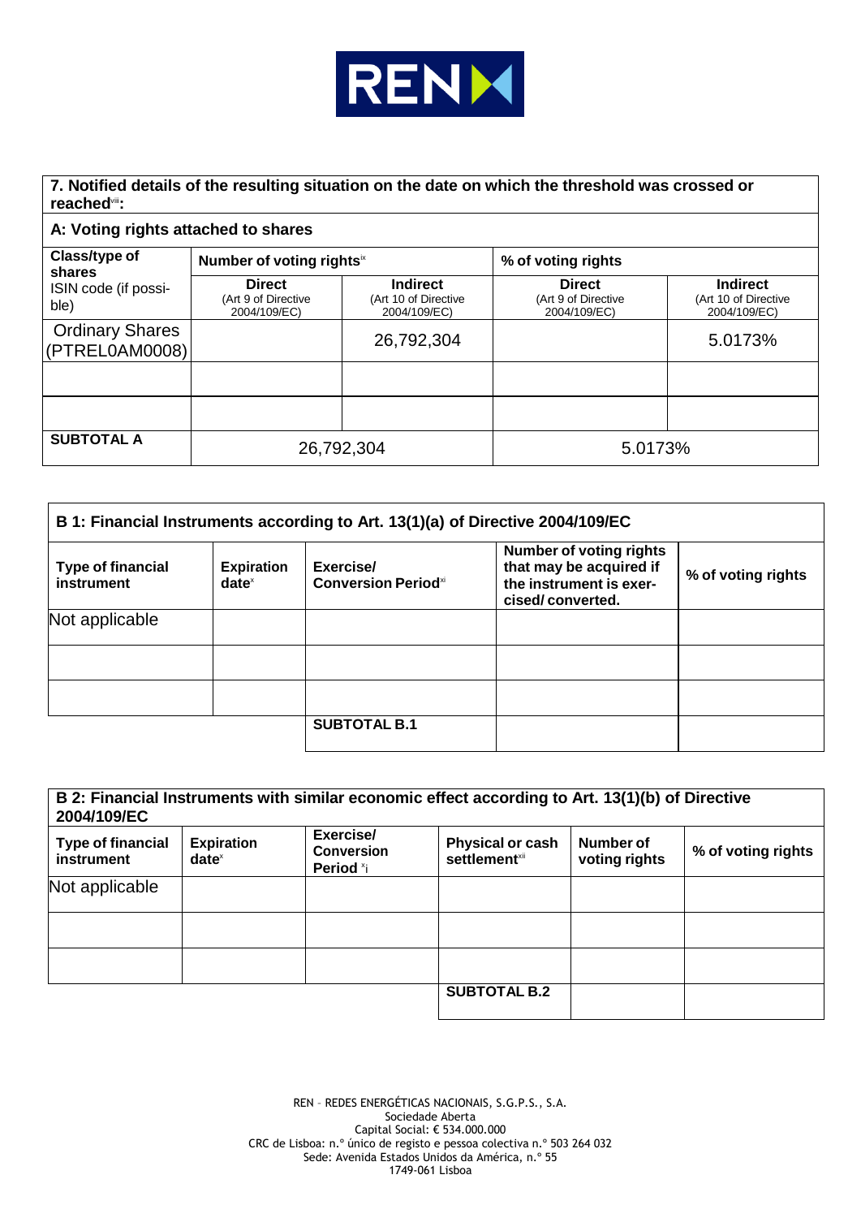## 7. Notified details of the resulting situation on the date on which the threshold was crossed or reached[viii]:

### A: Voting rights attached to shares

| Class/type of shares ISIN code (if possible) | Number of voting rights[ix] | | % of voting rights | |
|---|---|---|---|---|
| | Direct (Art 9 of Directive 2004/109/EC) | Indirect (Art 10 of Directive 2004/109/EC) | Direct (Art 9 of Directive 2004/109/EC) | Indirect (Art 10 of Directive 2004/109/EC) |
| Ordinary Shares (PTREL0AM0008) | | 26,792,304 | | 5.0173% |
| | | | | |
| | | | | |
| **SUBTOTAL A** | 26,792,304 | | 5.0173% | |

### B 1: Financial Instruments according to Art. 13(1)(a) of Directive 2004/109/EC

| Type of financial instrument | Expiration date[x] | Exercise/ Conversion Period[xi] | Number of voting rights that may be acquired if the instrument is exercised/ converted. | % of voting rights |
|---|---|---|---|---|
| Not applicable | | | | |
| | | | | |
| | | | | |
| | | **SUBTOTAL B.1** | | |

### B 2: Financial Instruments with similar economic effect according to Art. 13(1)(b) of Directive 2004/109/EC

| Type of financial instrument | Expiration date[x] | Exercise/ Conversion Period [xi] | Physical or cash settlement[xii] | Number of voting rights | % of voting rights |
|---|---|---|---|---|---|
| Not applicable | | | | | |
| | | | | | |
| | | | | | |
| | | | **SUBTOTAL B.2** | | |

REN – REDES ENERGÉTICAS NACIONAIS, S.G.P.S., S.A.
Sociedade Aberta
Capital Social: € 534.000.000
CRC de Lisboa: n.º único de registo e pessoa colectiva n.º 503 264 032
Sede: Avenida Estados Unidos da América, n.º 55
1749-061 Lisboa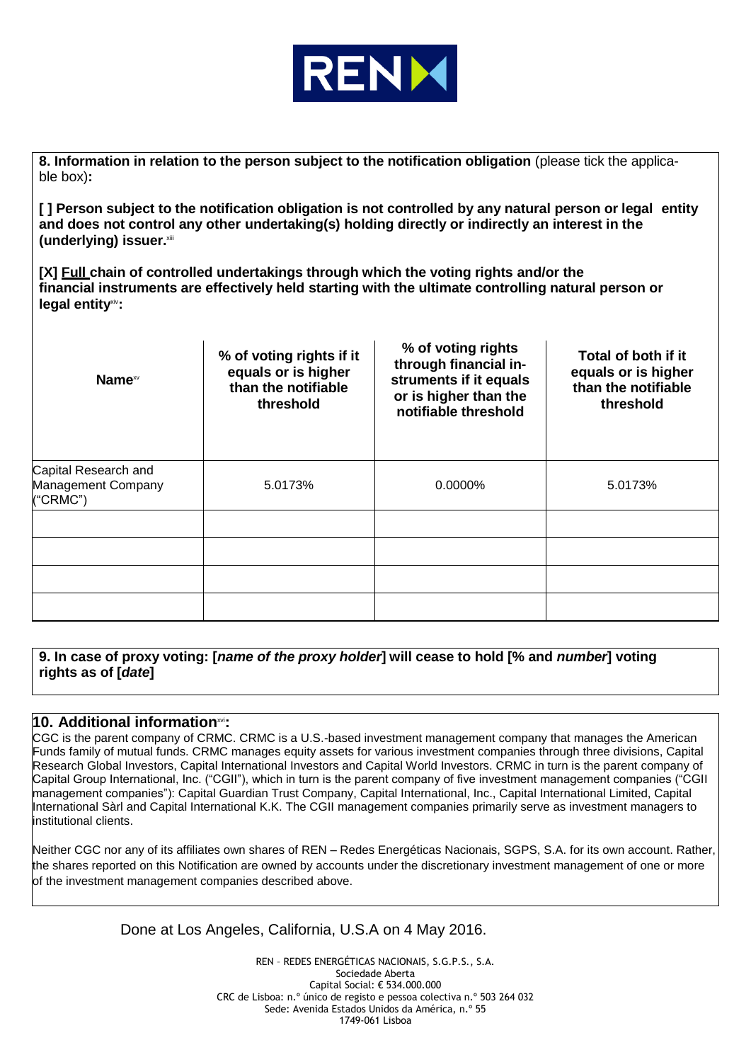**8. Information in relation to the person subject to the notification obligation** (please tick the applicable box)**:**

**[ ] Person subject to the notification obligation is not controlled by any natural person or legal entity and does not control any other undertaking(s) holding directly or indirectly an interest in the (underlying) issuer.**[xiii]

**[X] Full chain of controlled undertakings through which the voting rights and/or the financial instruments are effectively held starting with the ultimate controlling natural person or legal entity**[xiv]**:**

| **Name**[xv] | **% of voting rights if it equals or is higher than the notifiable threshold** | **% of voting rights through financial instruments if it equals or is higher than the notifiable threshold** | **Total of both if it equals or is higher than the notifiable threshold** |
|---|---|---|---|
| Capital Research and Management Company ("CRMC") | 5.0173% | 0.0000% | 5.0173% |
| | | | |
| | | | |
| | | | |
| | | | |

**9. In case of proxy voting: [*name of the proxy holder*] will cease to hold [% and *number*] voting rights as of [*date*]**

**10. Additional information**[xvi]**:**

CGC is the parent company of CRMC. CRMC is a U.S.-based investment management company that manages the American Funds family of mutual funds. CRMC manages equity assets for various investment companies through three divisions, Capital Research Global Investors, Capital International Investors and Capital World Investors. CRMC in turn is the parent company of Capital Group International, Inc. ("CGII"), which in turn is the parent company of five investment management companies ("CGII management companies"): Capital Guardian Trust Company, Capital International, Inc., Capital International Limited, Capital International Sàrl and Capital International K.K. The CGII management companies primarily serve as investment managers to institutional clients.

Neither CGC nor any of its affiliates own shares of REN – Redes Energéticas Nacionais, SGPS, S.A. for its own account. Rather, the shares reported on this Notification are owned by accounts under the discretionary investment management of one or more of the investment management companies described above.

Done at Los Angeles, California, U.S.A on 4 May 2016.